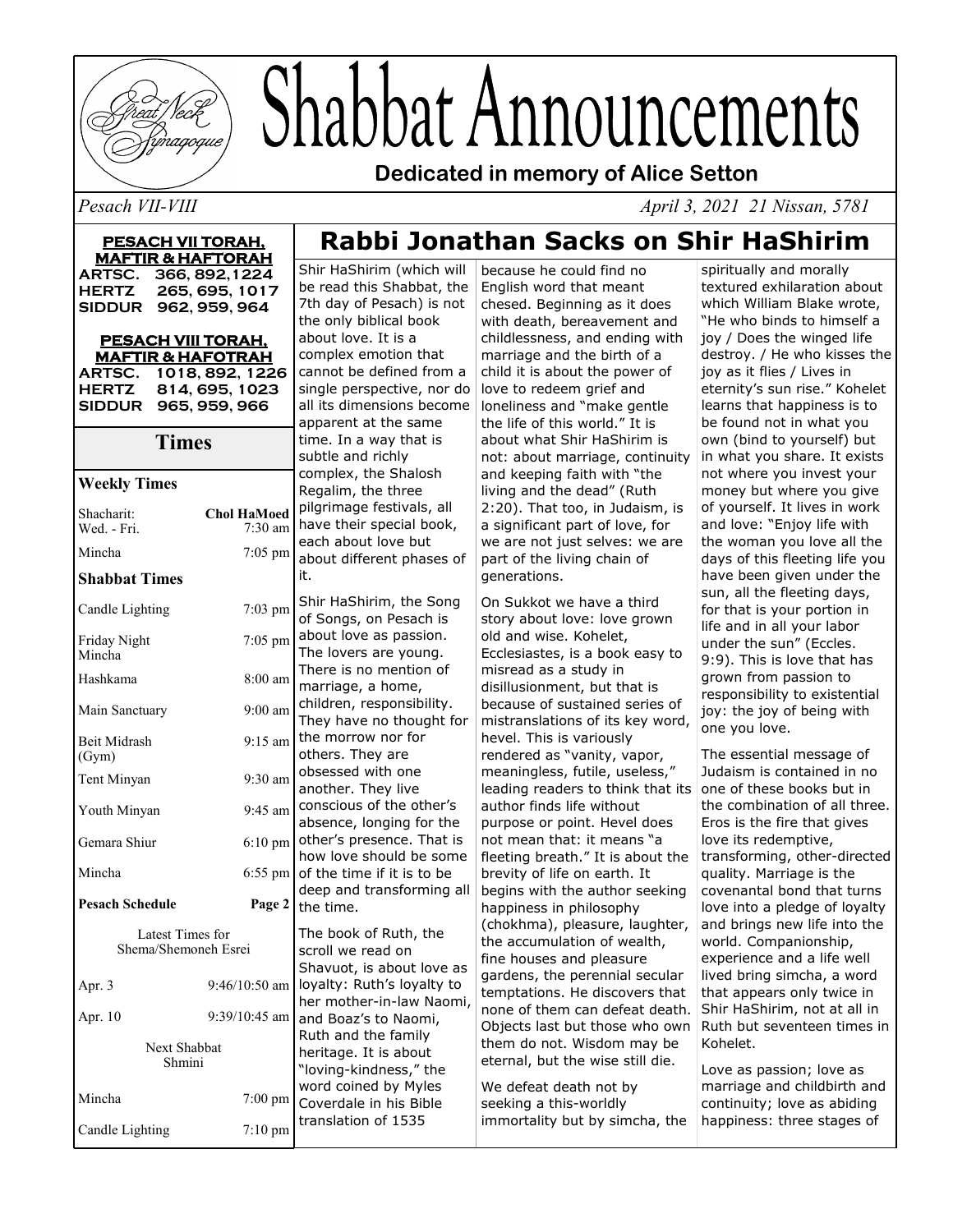# Shabbat Announcements

**Dedicated in memory of Alice Setton**

*Pesach VII-VIII* *April 3, 2021 21 Nissan, 5781*

**PESACH VII TORAH, MAFTIR & HAFTORAH**

ARTSC. 366, 892,1224
HERTZ 265, 695, 1017
SIDDUR 962, 959, 964

**PESACH VIII TORAH, MAFTIR & HAFOTRAH**

ARTSC. 1018, 892, 1226
HERTZ 814, 695, 1023
SIDDUR 965, 959, 966

## Times

### Weekly Times

| | |
|---|---|
| Shacharit: Wed. - Fri. | **Chol HaMoed** 7:30 am |
| Mincha | 7:05 pm |

### Shabbat Times

| | |
|---|---|
| Candle Lighting | 7:03 pm |
| Friday Night Mincha | 7:05 pm |
| Hashkama | 8:00 am |
| Main Sanctuary | 9:00 am |
| Beit Midrash (Gym) | 9:15 am |
| Tent Minyan | 9:30 am |
| Youth Minyan | 9:45 am |
| Gemara Shiur | 6:10 pm |
| Mincha | 6:55 pm |
| **Pesach Schedule** | **Page 2** |

Latest Times for Shema/Shemoneh Esrei

| | |
|---|---|
| Apr. 3 | 9:46/10:50 am |
| Apr. 10 | 9:39/10:45 am |

Next Shabbat Shmini

| | |
|---|---|
| Mincha | 7:00 pm |
| Candle Lighting | 7:10 pm |

## Rabbi Jonathan Sacks on Shir HaShirim

Shir HaShirim (which will be read this Shabbat, the 7th day of Pesach) is not the only biblical book about love. It is a complex emotion that cannot be defined from a single perspective, nor do all its dimensions become apparent at the same time. In a way that is subtle and richly complex, the Shalosh Regalim, the three pilgrimage festivals, all have their special book, each about love but about different phases of it.

Shir HaShirim, the Song of Songs, on Pesach is about love as passion. The lovers are young. There is no mention of marriage, a home, children, responsibility. They have no thought for the morrow nor for others. They are obsessed with one another. They live conscious of the other's absence, longing for the other's presence. That is how love should be some of the time if it is to be deep and transforming all the time.

The book of Ruth, the scroll we read on Shavuot, is about love as loyalty: Ruth's loyalty to her mother-in-law Naomi, and Boaz's to Naomi, Ruth and the family heritage. It is about "loving-kindness," the word coined by Myles Coverdale in his Bible translation of 1535 because he could find no English word that meant chesed. Beginning as it does with death, bereavement and childlessness, and ending with marriage and the birth of a child it is about the power of love to redeem grief and loneliness and "make gentle the life of this world." It is about what Shir HaShirim is not: about marriage, continuity and keeping faith with "the living and the dead" (Ruth 2:20). That too, in Judaism, is a significant part of love, for we are not just selves: we are part of the living chain of generations.

On Sukkot we have a third story about love: love grown old and wise. Kohelet, Ecclesiastes, is a book easy to misread as a study in disillusionment, but that is because of sustained series of mistranslations of its key word, hevel. This is variously rendered as "vanity, vapor, meaningless, futile, useless," leading readers to think that its author finds life without purpose or point. Hevel does not mean that: it means "a fleeting breath." It is about the brevity of life on earth. It begins with the author seeking happiness in philosophy (chokhma), pleasure, laughter, the accumulation of wealth, fine houses and pleasure gardens, the perennial secular temptations. He discovers that none of them can defeat death. Objects last but those who own them do not. Wisdom may be eternal, but the wise still die.

We defeat death not by seeking a this-worldly immortality but by simcha, the spiritually and morally textured exhilaration about which William Blake wrote, "He who binds to himself a joy / Does the winged life destroy. / He who kisses the joy as it flies / Lives in eternity's sun rise." Kohelet learns that happiness is to be found not in what you own (bind to yourself) but in what you share. It exists not where you invest your money but where you give of yourself. It lives in work and love: "Enjoy life with the woman you love all the days of this fleeting life you have been given under the sun, all the fleeting days, for that is your portion in life and in all your labor under the sun" (Eccles. 9:9). This is love that has grown from passion to responsibility to existential joy: the joy of being with one you love.

The essential message of Judaism is contained in no one of these books but in the combination of all three. Eros is the fire that gives love its redemptive, transforming, other-directed quality. Marriage is the covenantal bond that turns love into a pledge of loyalty and brings new life into the world. Companionship, experience and a life well lived bring simcha, a word that appears only twice in Shir HaShirim, not at all in Ruth but seventeen times in Kohelet.

Love as passion; love as marriage and childbirth and continuity; love as abiding happiness: three stages of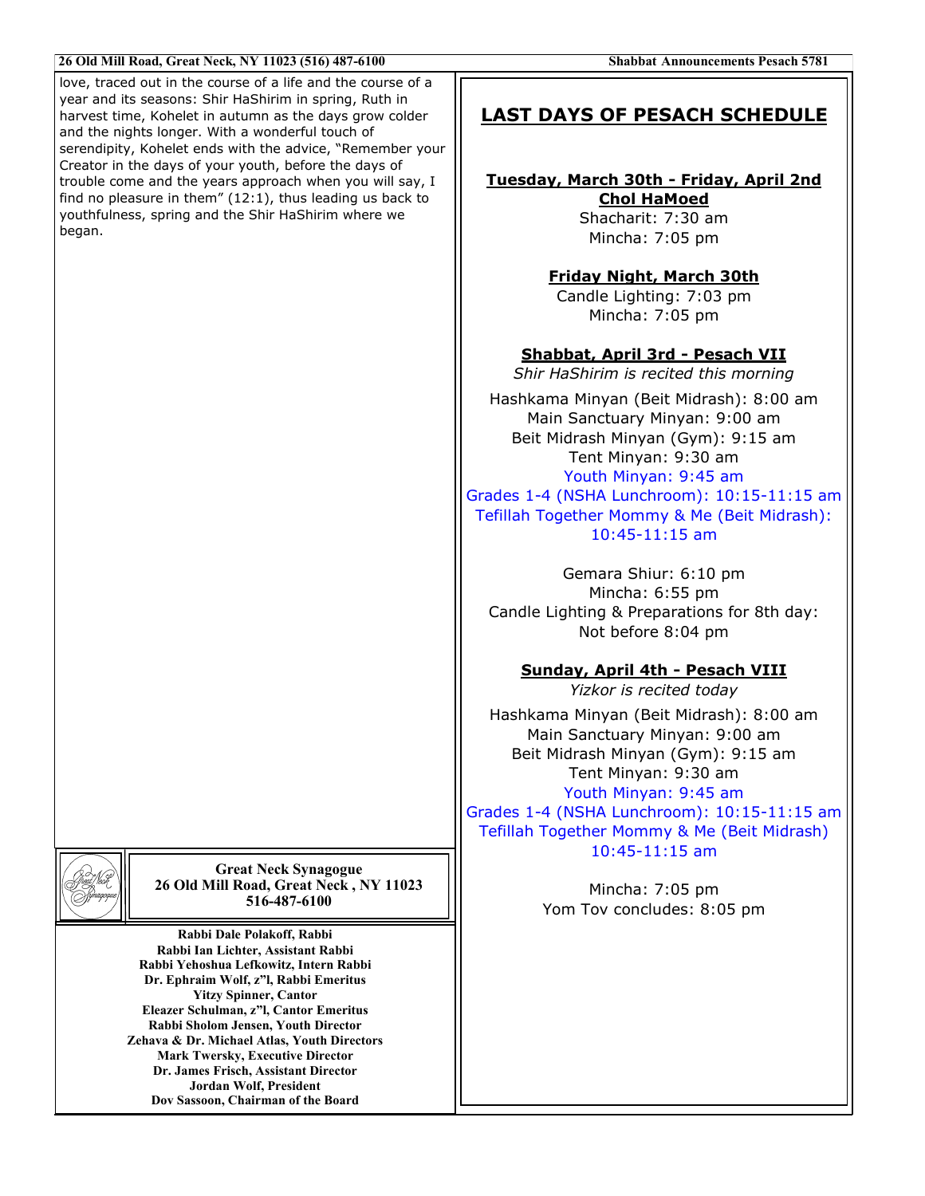love, traced out in the course of a life and the course of a year and its seasons: Shir HaShirim in spring, Ruth in harvest time, Kohelet in autumn as the days grow colder and the nights longer. With a wonderful touch of serendipity, Kohelet ends with the advice, "Remember your Creator in the days of your youth, before the days of trouble come and the years approach when you will say, I find no pleasure in them" (12:1), thus leading us back to youthfulness, spring and the Shir HaShirim where we began.

**Great Neck Synagogue**
**26 Old Mill Road, Great Neck , NY 11023**
**516-487-6100**

**Rabbi Dale Polakoff, Rabbi**
**Rabbi Ian Lichter, Assistant Rabbi**
**Rabbi Yehoshua Lefkowitz, Intern Rabbi**
**Dr. Ephraim Wolf, z"l, Rabbi Emeritus**
**Yitzy Spinner, Cantor**
**Eleazer Schulman, z"l, Cantor Emeritus**
**Rabbi Sholom Jensen, Youth Director**
**Zehava & Dr. Michael Atlas, Youth Directors**
**Mark Twersky, Executive Director**
**Dr. James Frisch, Assistant Director**
**Jordan Wolf, President**
**Dov Sassoon, Chairman of the Board**

# LAST DAYS OF PESACH SCHEDULE

**Tuesday, March 30th - Friday, April 2nd**
**Chol HaMoed**

Shacharit: 7:30 am
Mincha: 7:05 pm

**Friday Night, March 30th**

Candle Lighting: 7:03 pm
Mincha: 7:05 pm

**Shabbat, April 3rd - Pesach VII**

*Shir HaShirim is recited this morning*

Hashkama Minyan (Beit Midrash): 8:00 am
Main Sanctuary Minyan: 9:00 am
Beit Midrash Minyan (Gym): 9:15 am
Tent Minyan: 9:30 am
Youth Minyan: 9:45 am
Grades 1-4 (NSHA Lunchroom): 10:15-11:15 am
Tefillah Together Mommy & Me (Beit Midrash): 10:45-11:15 am

Gemara Shiur: 6:10 pm
Mincha: 6:55 pm
Candle Lighting & Preparations for 8th day: Not before 8:04 pm

**Sunday, April 4th - Pesach VIII**

*Yizkor is recited today*

Hashkama Minyan (Beit Midrash): 8:00 am
Main Sanctuary Minyan: 9:00 am
Beit Midrash Minyan (Gym): 9:15 am
Tent Minyan: 9:30 am
Youth Minyan: 9:45 am
Grades 1-4 (NSHA Lunchroom): 10:15-11:15 am
Tefillah Together Mommy & Me (Beit Midrash) 10:45-11:15 am

Mincha: 7:05 pm
Yom Tov concludes: 8:05 pm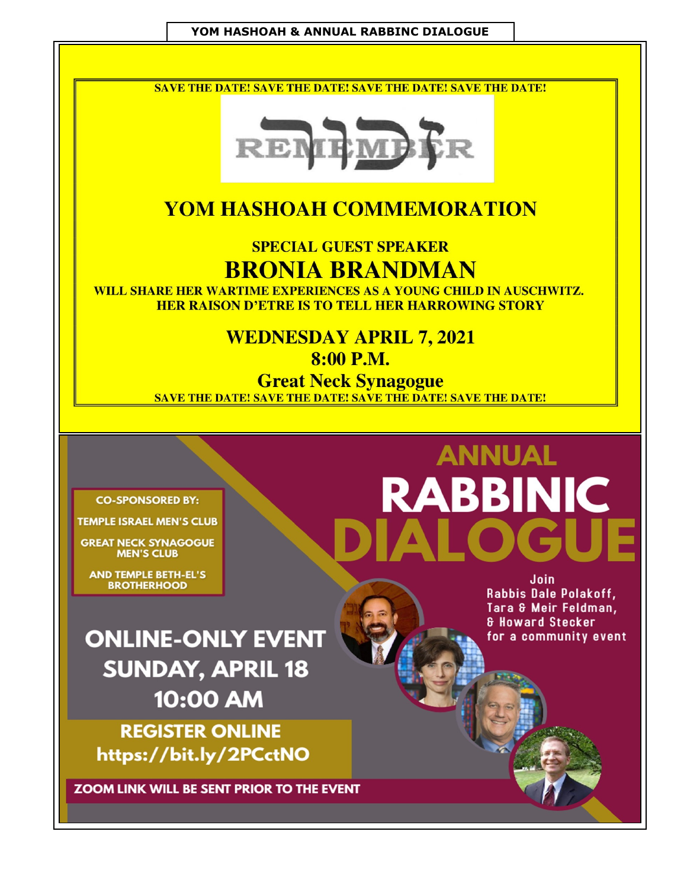# YOM HASHOAH & ANNUAL RABBINC DIALOGUE

SAVE THE DATE! SAVE THE DATE! SAVE THE DATE! SAVE THE DATE!

זכור

REMEMBER

## YOM HASHOAH COMMEMORATION

**SPECIAL GUEST SPEAKER**

## BRONIA BRANDMAN

**WILL SHARE HER WARTIME EXPERIENCES AS A YOUNG CHILD IN AUSCHWITZ. HER RAISON D'ETRE IS TO TELL HER HARROWING STORY**

**WEDNESDAY APRIL 7, 2021**

**8:00 P.M.**

**Great Neck Synagogue**

SAVE THE DATE! SAVE THE DATE! SAVE THE DATE! SAVE THE DATE!

## ANNUAL RABBINIC DIALOGUE

**CO-SPONSORED BY:**

TEMPLE ISRAEL MEN'S CLUB

GREAT NECK SYNAGOGUE MEN'S CLUB

AND TEMPLE BETH-EL'S BROTHERHOOD

Join Rabbis Dale Polakoff, Tara & Meir Feldman, & Howard Stecker for a community event

**ONLINE-ONLY EVENT**

**SUNDAY, APRIL 18**

**10:00 AM**

**REGISTER ONLINE**

**https://bit.ly/2PCctNO**

ZOOM LINK WILL BE SENT PRIOR TO THE EVENT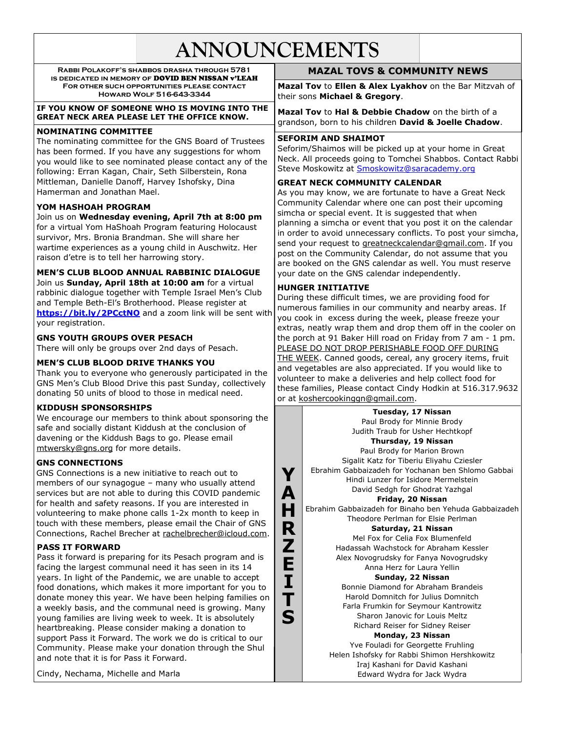# ANNOUNCEMENTS

**RABBI POLAKOFF'S SHABBOS DRASHA THROUGH 5781 IS DEDICATED IN MEMORY OF DOVID BEN NISSAN v'LEAH**
**FOR OTHER SUCH OPPORTUNITIES PLEASE CONTACT HOWARD WOLF 516-643-3344**

**IF YOU KNOW OF SOMEONE WHO IS MOVING INTO THE GREAT NECK AREA PLEASE LET THE OFFICE KNOW.**

### NOMINATING COMMITTEE

The nominating committee for the GNS Board of Trustees has been formed. If you have any suggestions for whom you would like to see nominated please contact any of the following: Erran Kagan, Chair, Seth Silberstein, Rona Mittleman, Danielle Danoff, Harvey Ishofsky, Dina Hamerman and Jonathan Mael.

### YOM HASHOAH PROGRAM

Join us on **Wednesday evening, April 7th at 8:00 pm** for a virtual Yom HaShoah Program featuring Holocaust survivor, Mrs. Bronia Brandman. She will share her wartime experiences as a young child in Auschwitz. Her raison d'etre is to tell her harrowing story.

### MEN'S CLUB BLOOD ANNUAL RABBINIC DIALOGUE

Join us **Sunday, April 18th at 10:00 am** for a virtual rabbinic dialogue together with Temple Israel Men's Club and Temple Beth-El's Brotherhood. Please register at **https://bit.ly/2PCctNO** and a zoom link will be sent with your registration.

### GNS YOUTH GROUPS OVER PESACH

There will only be groups over 2nd days of Pesach.

### MEN'S CLUB BLOOD DRIVE THANKS YOU

Thank you to everyone who generously participated in the GNS Men's Club Blood Drive this past Sunday, collectively donating 50 units of blood to those in medical need.

### KIDDUSH SPONSORSHIPS

We encourage our members to think about sponsoring the safe and socially distant Kiddush at the conclusion of davening or the Kiddush Bags to go. Please email mtwersky@gns.org for more details.

### GNS CONNECTIONS

GNS Connections is a new initiative to reach out to members of our synagogue – many who usually attend services but are not able to during this COVID pandemic for health and safety reasons. If you are interested in volunteering to make phone calls 1-2x month to keep in touch with these members, please email the Chair of GNS Connections, Rachel Brecher at rachelbrecher@icloud.com.

### PASS IT FORWARD

Pass it forward is preparing for its Pesach program and is facing the largest communal need it has seen in its 14 years. In light of the Pandemic, we are unable to accept food donations, which makes it more important for you to donate money this year. We have been helping families on a weekly basis, and the communal need is growing. Many young families are living week to week. It is absolutely heartbreaking. Please consider making a donation to support Pass it Forward. The work we do is critical to our Community. Please make your donation through the Shul and note that it is for Pass it Forward.

Cindy, Nechama, Michelle and Marla

## MAZAL TOVS & COMMUNITY NEWS

**Mazal Tov** to **Ellen & Alex Lyakhov** on the Bar Mitzvah of their sons **Michael & Gregory**.

**Mazal Tov** to **Hal & Debbie Chadow** on the birth of a grandson, born to his children **David & Joelle Chadow**.

### SEFORIM AND SHAIMOT

Seforim/Shaimos will be picked up at your home in Great Neck. All proceeds going to Tomchei Shabbos. Contact Rabbi Steve Moskowitz at Smoskowitz@saracademy.org

### GREAT NECK COMMUNITY CALENDAR

As you may know, we are fortunate to have a Great Neck Community Calendar where one can post their upcoming simcha or special event. It is suggested that when planning a simcha or event that you post it on the calendar in order to avoid unnecessary conflicts. To post your simcha, send your request to greatneckcalendar@gmail.com. If you post on the Community Calendar, do not assume that you are booked on the GNS calendar as well. You must reserve your date on the GNS calendar independently.

### HUNGER INITIATIVE

During these difficult times, we are providing food for numerous families in our community and nearby areas. If you cook in excess during the week, please freeze your extras, neatly wrap them and drop them off in the cooler on the porch at 91 Baker Hill road on Friday from 7 am - 1 pm. PLEASE DO NOT DROP PERISHABLE FOOD OFF DURING THE WEEK. Canned goods, cereal, any grocery items, fruit and vegetables are also appreciated. If you would like to volunteer to make a deliveries and help collect food for these families, Please contact Cindy Hodkin at 516.317.9632 or at koshercookinggn@gmail.com.

## YAHRZEITS

**Tuesday, 17 Nissan**
Paul Brody for Minnie Brody
Judith Traub for Usher Hechtkopf

**Thursday, 19 Nissan**
Paul Brody for Marion Brown
Sigalit Katz for Tiberiu Eliyahu Cziesler
Ebrahim Gabbaizadeh for Yochanan ben Shlomo Gabbai
Hindi Lunzer for Isidore Mermelstein
David Sedgh for Ghodrat Yazhgal

**Friday, 20 Nissan**
Ebrahim Gabbaizadeh for Binaho ben Yehuda Gabbaizadeh
Theodore Perlman for Elsie Perlman

**Saturday, 21 Nissan**
Mel Fox for Celia Fox Blumenfeld
Hadassah Wachstock for Abraham Kessler
Alex Novogrudsky for Fanya Novogrudsky
Anna Herz for Laura Yellin

**Sunday, 22 Nissan**
Bonnie Diamond for Abraham Brandeis
Harold Domnitch for Julius Domnitch
Farla Frumkin for Seymour Kantrowitz
Sharon Janovic for Louis Meltz
Richard Reiser for Sidney Reiser

**Monday, 23 Nissan**
Yve Fouladi for Georgette Fruhling
Helen Ishofsky for Rabbi Shimon Hershkowitz
Iraj Kashani for David Kashani
Edward Wydra for Jack Wydra